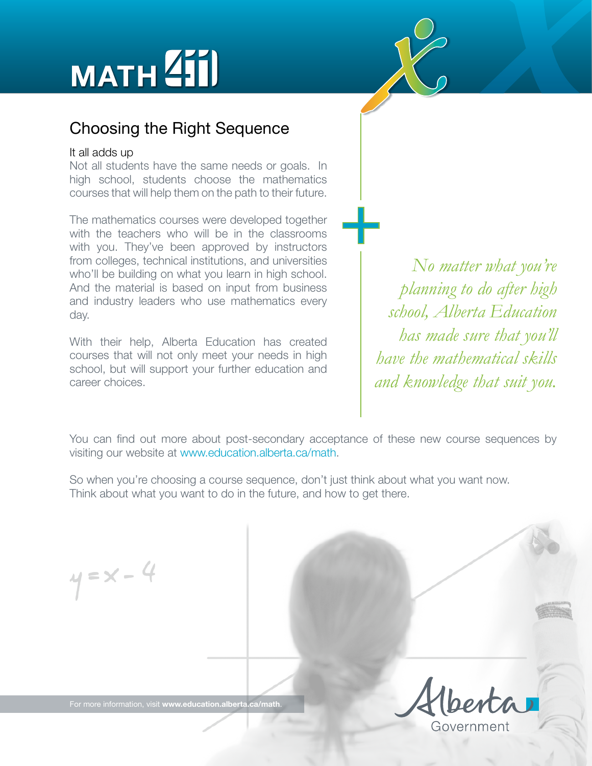# MATH 4 U

## Choosing the Right Sequence

### It all adds up

Not all students have the same needs or goals. In high school, students choose the mathematics courses that will help them on the path to their future.

The mathematics courses were developed together with the teachers who will be in the classrooms with you. They've been approved by instructors from colleges, technical institutions, and universities who'll be building on what you learn in high school. And the material is based on input from business and industry leaders who use mathematics every day.

With their help, Alberta Education has created courses that will not only meet your needs in high school, but will support your further education and career choices.

*No matter what you're planning to do after high school, Alberta Education has made sure that you'll have the mathematical skills and knowledge that suit you.*

You can find out more about post-secondary acceptance of these new course sequences by visiting our website at www.education.alberta.ca/math.

So when you're choosing a course sequence, don't just think about what you want now. Think about what you want to do in the future, and how to get there.

$y = x - 4$

For more information, visit **www.education.alberta.ca/math**.

Alberta Government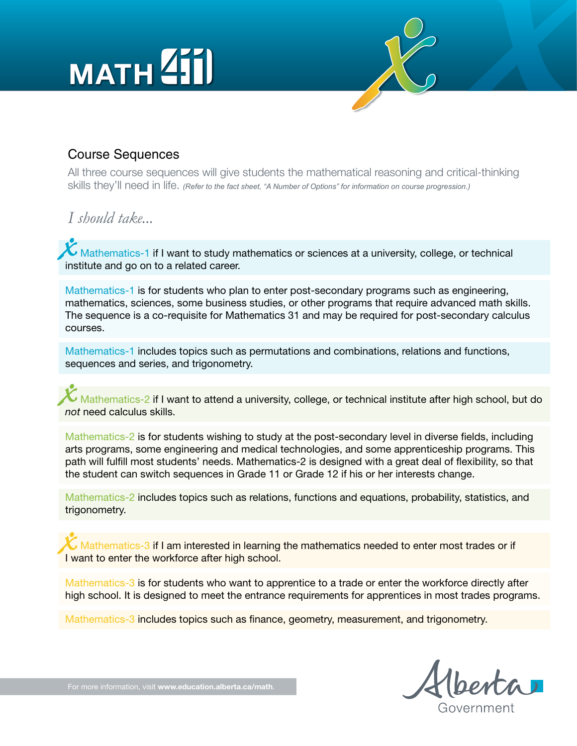# MATH 4 u

## Course Sequences

All three course sequences will give students the mathematical reasoning and critical-thinking skills they'll need in life. *(Refer to the fact sheet, "A Number of Options" for information on course progression.)*

*I should take...*

Mathematics-1 if I want to study mathematics or sciences at a university, college, or technical institute and go on to a related career.

Mathematics-1 is for students who plan to enter post-secondary programs such as engineering, mathematics, sciences, some business studies, or other programs that require advanced math skills. The sequence is a co-requisite for Mathematics 31 and may be required for post-secondary calculus courses.

Mathematics-1 includes topics such as permutations and combinations, relations and functions, sequences and series, and trigonometry.

Mathematics-2 if I want to attend a university, college, or technical institute after high school, but do *not* need calculus skills.

Mathematics-2 is for students wishing to study at the post-secondary level in diverse fields, including arts programs, some engineering and medical technologies, and some apprenticeship programs. This path will fulfill most students' needs. Mathematics-2 is designed with a great deal of flexibility, so that the student can switch sequences in Grade 11 or Grade 12 if his or her interests change.

Mathematics-2 includes topics such as relations, functions and equations, probability, statistics, and trigonometry.

Mathematics-3 if I am interested in learning the mathematics needed to enter most trades or if I want to enter the workforce after high school.

Mathematics-3 is for students who want to apprentice to a trade or enter the workforce directly after high school. It is designed to meet the entrance requirements for apprentices in most trades programs.

Mathematics-3 includes topics such as finance, geometry, measurement, and trigonometry.

For more information, visit **www.education.alberta.ca/math**.

Alberta Government